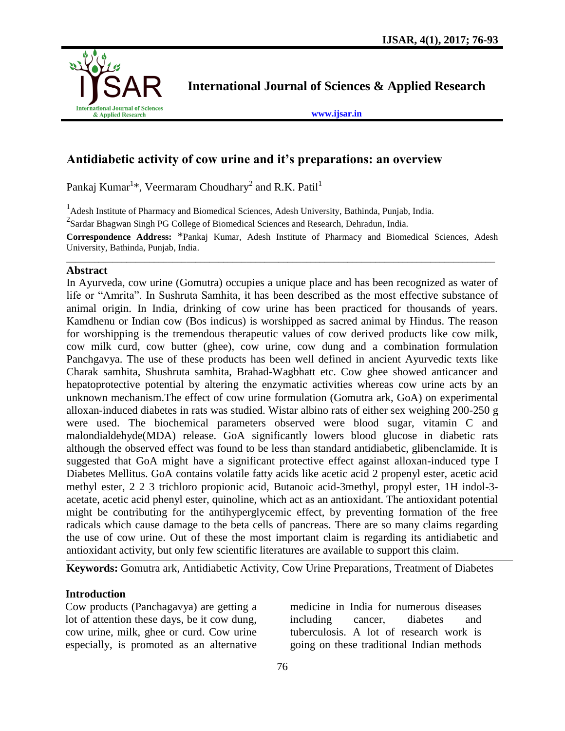# Antidiabetic activity of cow urine and it's preparations: an overview

Pankaj Kumar[1]*, Veermaram Choudhary[2] and R.K. Patil[1]

[1]Adesh Institute of Pharmacy and Biomedical Sciences, Adesh University, Bathinda, Punjab, India.

[2]Sardar Bhagwan Singh PG College of Biomedical Sciences and Research, Dehradun, India.

**Correspondence Address:** *Pankaj Kumar, Adesh Institute of Pharmacy and Biomedical Sciences, Adesh University, Bathinda, Punjab, India.

---

## Abstract

In Ayurveda, cow urine (Gomutra) occupies a unique place and has been recognized as water of life or "Amrita". In Sushruta Samhita, it has been described as the most effective substance of animal origin. In India, drinking of cow urine has been practiced for thousands of years. Kamdhenu or Indian cow (Bos indicus) is worshipped as sacred animal by Hindus. The reason for worshipping is the tremendous therapeutic values of cow derived products like cow milk, cow milk curd, cow butter (ghee), cow urine, cow dung and a combination formulation Panchgavya. The use of these products has been well defined in ancient Ayurvedic texts like Charak samhita, Shushruta samhita, Brahad-Wagbhatt etc. Cow ghee showed anticancer and hepatoprotective potential by altering the enzymatic activities whereas cow urine acts by an unknown mechanism.The effect of cow urine formulation (Gomutra ark, GoA) on experimental alloxan-induced diabetes in rats was studied. Wistar albino rats of either sex weighing 200-250 g were used. The biochemical parameters observed were blood sugar, vitamin C and malondialdehyde(MDA) release. GoA significantly lowers blood glucose in diabetic rats although the observed effect was found to be less than standard antidiabetic, glibenclamide. It is suggested that GoA might have a significant protective effect against alloxan-induced type I Diabetes Mellitus. GoA contains volatile fatty acids like acetic acid 2 propenyl ester, acetic acid methyl ester, 2 2 3 trichloro propionic acid, Butanoic acid-3methyl, propyl ester, 1H indol-3-acetate, acetic acid phenyl ester, quinoline, which act as an antioxidant. The antioxidant potential might be contributing for the antihyperglycemic effect, by preventing formation of the free radicals which cause damage to the beta cells of pancreas. There are so many claims regarding the use of cow urine. Out of these the most important claim is regarding its antidiabetic and antioxidant activity, but only few scientific literatures are available to support this claim.

---

**Keywords:** Gomutra ark, Antidiabetic Activity, Cow Urine Preparations, Treatment of Diabetes

## Introduction

Cow products (Panchagavya) are getting a lot of attention these days, be it cow dung, cow urine, milk, ghee or curd. Cow urine especially, is promoted as an alternative medicine in India for numerous diseases including cancer, diabetes and tuberculosis. A lot of research work is going on these traditional Indian methods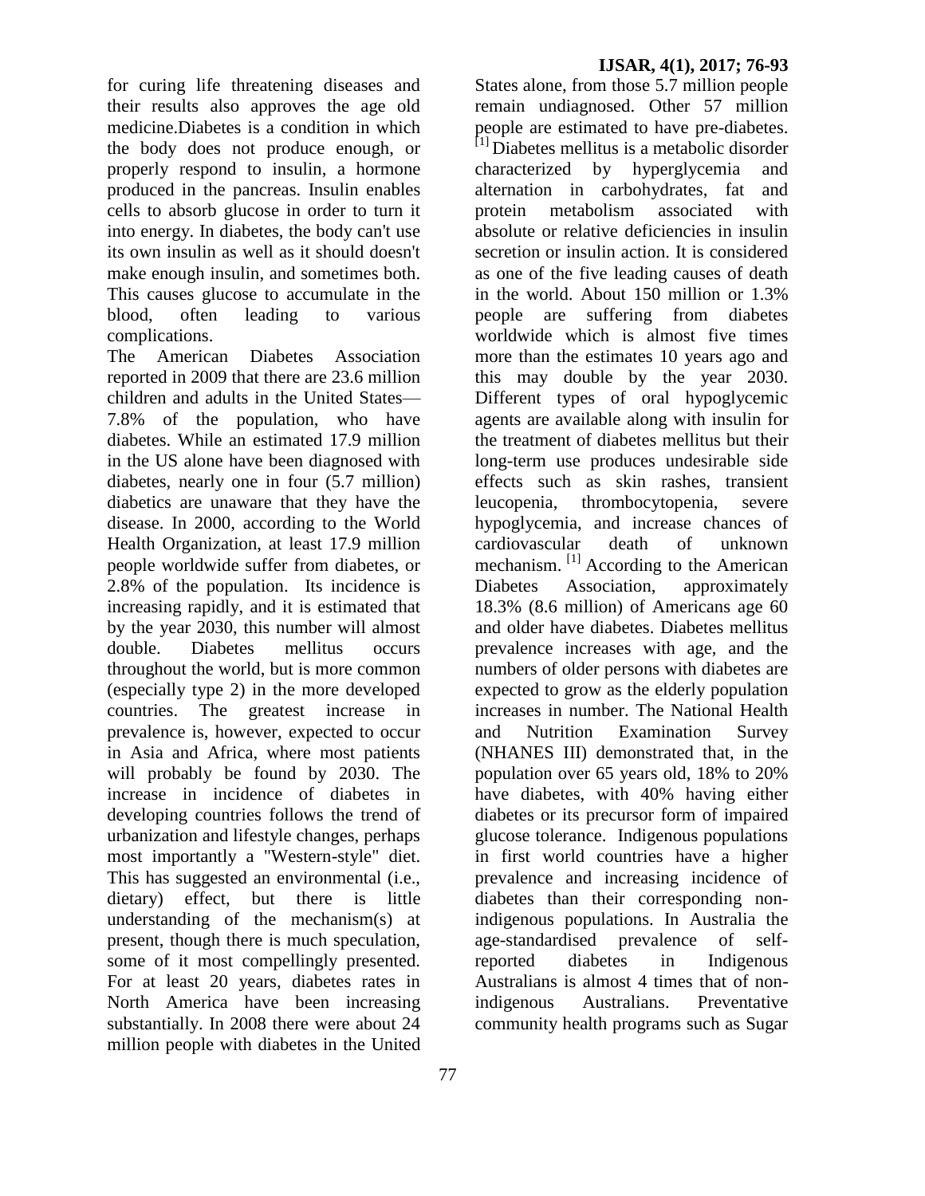for curing life threatening diseases and their results also approves the age old medicine.Diabetes is a condition in which the body does not produce enough, or properly respond to insulin, a hormone produced in the pancreas. Insulin enables cells to absorb glucose in order to turn it into energy. In diabetes, the body can't use its own insulin as well as it should doesn't make enough insulin, and sometimes both. This causes glucose to accumulate in the blood, often leading to various complications.

The American Diabetes Association reported in 2009 that there are 23.6 million children and adults in the United States—7.8% of the population, who have diabetes. While an estimated 17.9 million in the US alone have been diagnosed with diabetes, nearly one in four (5.7 million) diabetics are unaware that they have the disease. In 2000, according to the World Health Organization, at least 17.9 million people worldwide suffer from diabetes, or 2.8% of the population. Its incidence is increasing rapidly, and it is estimated that by the year 2030, this number will almost double. Diabetes mellitus occurs throughout the world, but is more common (especially type 2) in the more developed countries. The greatest increase in prevalence is, however, expected to occur in Asia and Africa, where most patients will probably be found by 2030. The increase in incidence of diabetes in developing countries follows the trend of urbanization and lifestyle changes, perhaps most importantly a "Western-style" diet. This has suggested an environmental (i.e., dietary) effect, but there is little understanding of the mechanism(s) at present, though there is much speculation, some of it most compellingly presented. For at least 20 years, diabetes rates in North America have been increasing substantially. In 2008 there were about 24 million people with diabetes in the United States alone, from those 5.7 million people remain undiagnosed. Other 57 million people are estimated to have pre-diabetes. [1] Diabetes mellitus is a metabolic disorder characterized by hyperglycemia and alternation in carbohydrates, fat and protein metabolism associated with absolute or relative deficiencies in insulin secretion or insulin action. It is considered as one of the five leading causes of death in the world. About 150 million or 1.3% people are suffering from diabetes worldwide which is almost five times more than the estimates 10 years ago and this may double by the year 2030. Different types of oral hypoglycemic agents are available along with insulin for the treatment of diabetes mellitus but their long-term use produces undesirable side effects such as skin rashes, transient leucopenia, thrombocytopenia, severe hypoglycemia, and increase chances of cardiovascular death of unknown mechanism. [1] According to the American Diabetes Association, approximately 18.3% (8.6 million) of Americans age 60 and older have diabetes. Diabetes mellitus prevalence increases with age, and the numbers of older persons with diabetes are expected to grow as the elderly population increases in number. The National Health and Nutrition Examination Survey (NHANES III) demonstrated that, in the population over 65 years old, 18% to 20% have diabetes, with 40% having either diabetes or its precursor form of impaired glucose tolerance. Indigenous populations in first world countries have a higher prevalence and increasing incidence of diabetes than their corresponding non-indigenous populations. In Australia the age-standardised prevalence of self-reported diabetes in Indigenous Australians is almost 4 times that of non-indigenous Australians. Preventative community health programs such as Sugar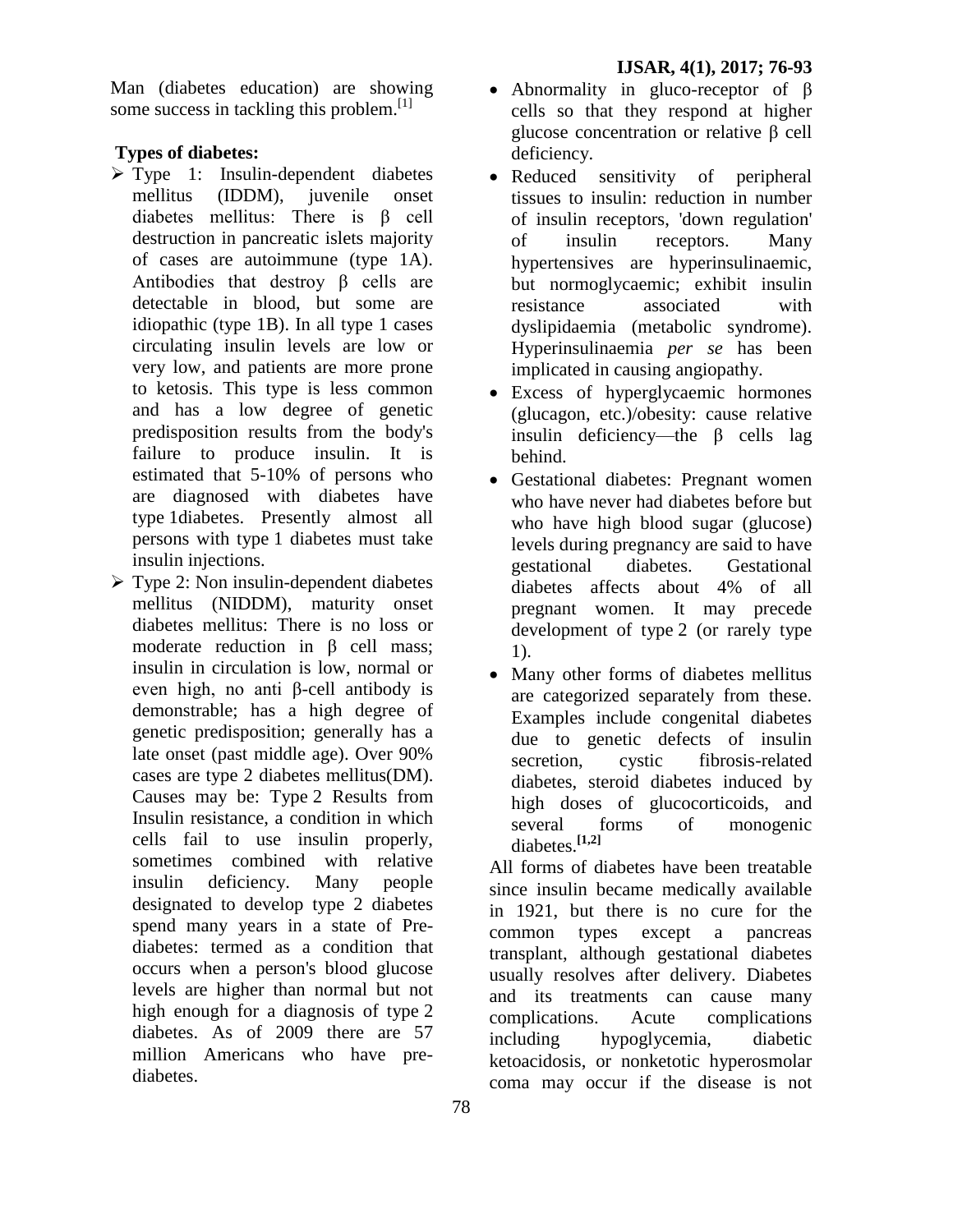Man (diabetes education) are showing some success in tackling this problem.[1]

**Types of diabetes:**

- Type 1: Insulin-dependent diabetes mellitus (IDDM), juvenile onset diabetes mellitus: There is β cell destruction in pancreatic islets majority of cases are autoimmune (type 1A). Antibodies that destroy β cells are detectable in blood, but some are idiopathic (type 1B). In all type 1 cases circulating insulin levels are low or very low, and patients are more prone to ketosis. This type is less common and has a low degree of genetic predisposition results from the body's failure to produce insulin. It is estimated that 5-10% of persons who are diagnosed with diabetes have type 1diabetes. Presently almost all persons with type 1 diabetes must take insulin injections.
- Type 2: Non insulin-dependent diabetes mellitus (NIDDM), maturity onset diabetes mellitus: There is no loss or moderate reduction in β cell mass; insulin in circulation is low, normal or even high, no anti β-cell antibody is demonstrable; has a high degree of genetic predisposition; generally has a late onset (past middle age). Over 90% cases are type 2 diabetes mellitus(DM). Causes may be: Type 2 Results from Insulin resistance, a condition in which cells fail to use insulin properly, sometimes combined with relative insulin deficiency. Many people designated to develop type 2 diabetes spend many years in a state of Pre-diabetes: termed as a condition that occurs when a person's blood glucose levels are higher than normal but not high enough for a diagnosis of type 2 diabetes. As of 2009 there are 57 million Americans who have pre-diabetes.
  - Abnormality in gluco-receptor of β cells so that they respond at higher glucose concentration or relative β cell deficiency.
  - Reduced sensitivity of peripheral tissues to insulin: reduction in number of insulin receptors, 'down regulation' of insulin receptors. Many hypertensives are hyperinsulinaemic, but normoglycaemic; exhibit insulin resistance associated with dyslipidaemia (metabolic syndrome). Hyperinsulinaemia *per se* has been implicated in causing angiopathy.
  - Excess of hyperglycaemic hormones (glucagon, etc.)/obesity: cause relative insulin deficiency—the β cells lag behind.
  - Gestational diabetes: Pregnant women who have never had diabetes before but who have high blood sugar (glucose) levels during pregnancy are said to have gestational diabetes. Gestational diabetes affects about 4% of all pregnant women. It may precede development of type 2 (or rarely type 1).
  - Many other forms of diabetes mellitus are categorized separately from these. Examples include congenital diabetes due to genetic defects of insulin secretion, cystic fibrosis-related diabetes, steroid diabetes induced by high doses of glucocorticoids, and several forms of monogenic diabetes.[1,2]

All forms of diabetes have been treatable since insulin became medically available in 1921, but there is no cure for the common types except a pancreas transplant, although gestational diabetes usually resolves after delivery. Diabetes and its treatments can cause many complications. Acute complications including hypoglycemia, diabetic ketoacidosis, or nonketotic hyperosmolar coma may occur if the disease is not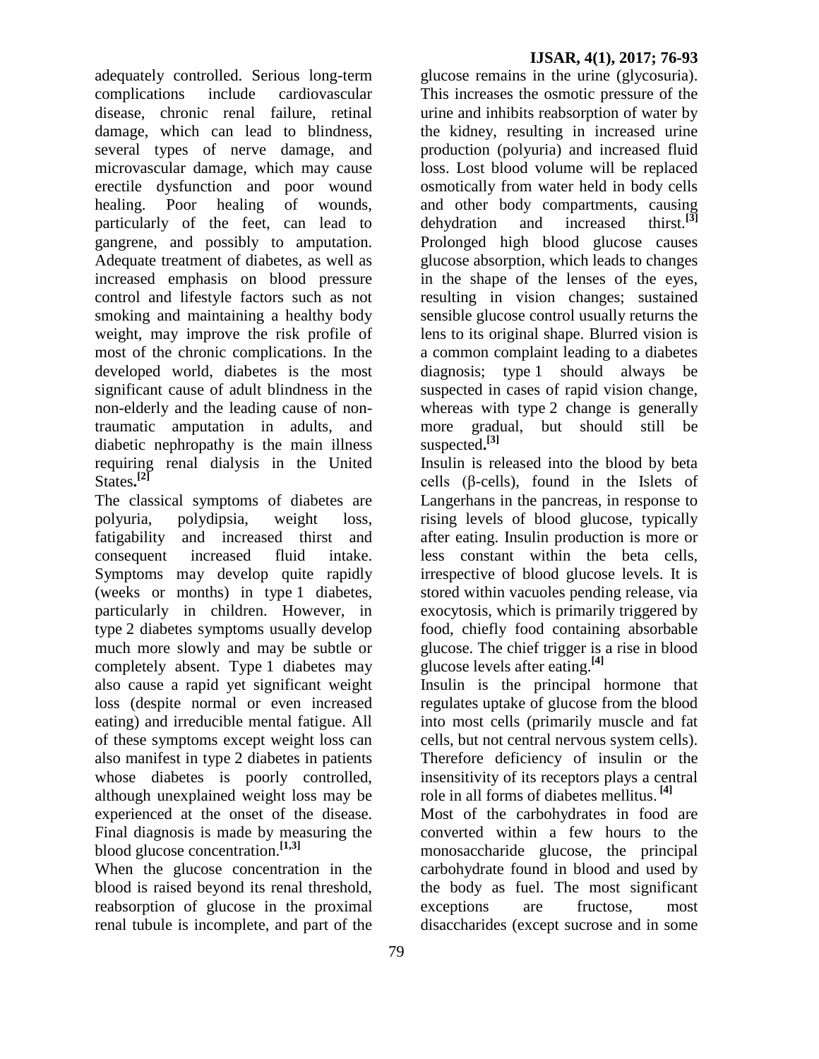adequately controlled. Serious long-term complications include cardiovascular disease, chronic renal failure, retinal damage, which can lead to blindness, several types of nerve damage, and microvascular damage, which may cause erectile dysfunction and poor wound healing. Poor healing of wounds, particularly of the feet, can lead to gangrene, and possibly to amputation. Adequate treatment of diabetes, as well as increased emphasis on blood pressure control and lifestyle factors such as not smoking and maintaining a healthy body weight, may improve the risk profile of most of the chronic complications. In the developed world, diabetes is the most significant cause of adult blindness in the non-elderly and the leading cause of non-traumatic amputation in adults, and diabetic nephropathy is the main illness requiring renal dialysis in the United States.[2]

The classical symptoms of diabetes are polyuria, polydipsia, weight loss, fatigability and increased thirst and consequent increased fluid intake. Symptoms may develop quite rapidly (weeks or months) in type 1 diabetes, particularly in children. However, in type 2 diabetes symptoms usually develop much more slowly and may be subtle or completely absent. Type 1 diabetes may also cause a rapid yet significant weight loss (despite normal or even increased eating) and irreducible mental fatigue. All of these symptoms except weight loss can also manifest in type 2 diabetes in patients whose diabetes is poorly controlled, although unexplained weight loss may be experienced at the onset of the disease. Final diagnosis is made by measuring the blood glucose concentration.[1,3]

When the glucose concentration in the blood is raised beyond its renal threshold, reabsorption of glucose in the proximal renal tubule is incomplete, and part of the glucose remains in the urine (glycosuria). This increases the osmotic pressure of the urine and inhibits reabsorption of water by the kidney, resulting in increased urine production (polyuria) and increased fluid loss. Lost blood volume will be replaced osmotically from water held in body cells and other body compartments, causing dehydration and increased thirst.[3] Prolonged high blood glucose causes glucose absorption, which leads to changes in the shape of the lenses of the eyes, resulting in vision changes; sustained sensible glucose control usually returns the lens to its original shape. Blurred vision is a common complaint leading to a diabetes diagnosis; type 1 should always be suspected in cases of rapid vision change, whereas with type 2 change is generally more gradual, but should still be suspected.[3]

Insulin is released into the blood by beta cells (β-cells), found in the Islets of Langerhans in the pancreas, in response to rising levels of blood glucose, typically after eating. Insulin production is more or less constant within the beta cells, irrespective of blood glucose levels. It is stored within vacuoles pending release, via exocytosis, which is primarily triggered by food, chiefly food containing absorbable glucose. The chief trigger is a rise in blood glucose levels after eating.[4]

Insulin is the principal hormone that regulates uptake of glucose from the blood into most cells (primarily muscle and fat cells, but not central nervous system cells). Therefore deficiency of insulin or the insensitivity of its receptors plays a central role in all forms of diabetes mellitus. [4]

Most of the carbohydrates in food are converted within a few hours to the monosaccharide glucose, the principal carbohydrate found in blood and used by the body as fuel. The most significant exceptions are fructose, most disaccharides (except sucrose and in some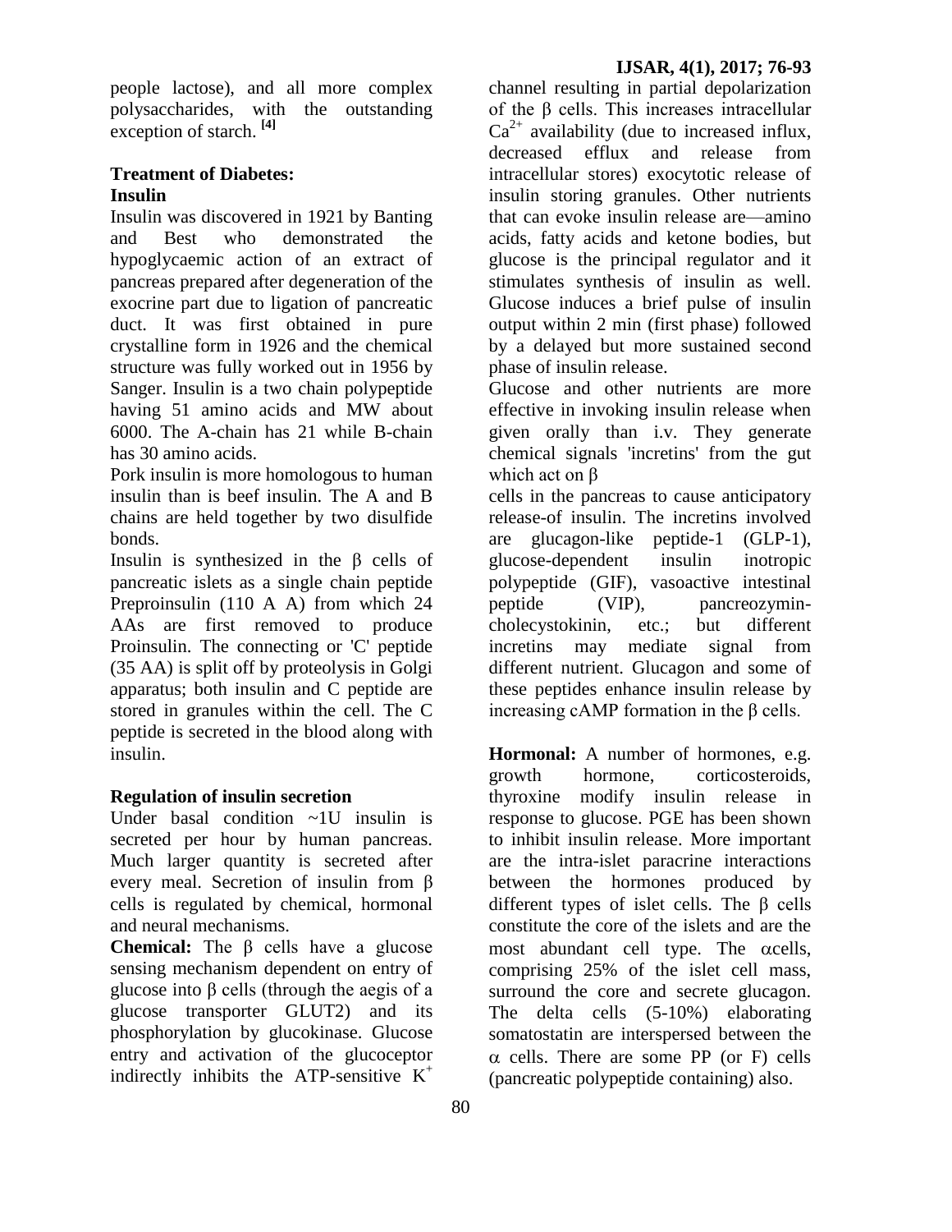people lactose), and all more complex polysaccharides, with the outstanding exception of starch. [4]

## Treatment of Diabetes:

### Insulin

Insulin was discovered in 1921 by Banting and Best who demonstrated the hypoglycaemic action of an extract of pancreas prepared after degeneration of the exocrine part due to ligation of pancreatic duct. It was first obtained in pure crystalline form in 1926 and the chemical structure was fully worked out in 1956 by Sanger. Insulin is a two chain polypeptide having 51 amino acids and MW about 6000. The A-chain has 21 while B-chain has 30 amino acids.

Pork insulin is more homologous to human insulin than is beef insulin. The A and B chains are held together by two disulfide bonds.

Insulin is synthesized in the β cells of pancreatic islets as a single chain peptide Preproinsulin (110 A A) from which 24 AAs are first removed to produce Proinsulin. The connecting or 'C' peptide (35 AA) is split off by proteolysis in Golgi apparatus; both insulin and C peptide are stored in granules within the cell. The C peptide is secreted in the blood along with insulin.

### Regulation of insulin secretion

Under basal condition ~1U insulin is secreted per hour by human pancreas. Much larger quantity is secreted after every meal. Secretion of insulin from β cells is regulated by chemical, hormonal and neural mechanisms.

**Chemical:** The β cells have a glucose sensing mechanism dependent on entry of glucose into β cells (through the aegis of a glucose transporter GLUT2) and its phosphorylation by glucokinase. Glucose entry and activation of the glucoceptor indirectly inhibits the ATP-sensitive $K^+$ channel resulting in partial depolarization of the β cells. This increases intracellular $Ca^{2+}$ availability (due to increased influx, decreased efflux and release from intracellular stores) exocytotic release of insulin storing granules. Other nutrients that can evoke insulin release are—amino acids, fatty acids and ketone bodies, but glucose is the principal regulator and it stimulates synthesis of insulin as well. Glucose induces a brief pulse of insulin output within 2 min (first phase) followed by a delayed but more sustained second phase of insulin release.

Glucose and other nutrients are more effective in invoking insulin release when given orally than i.v. They generate chemical signals 'incretins' from the gut which act on β cells in the pancreas to cause anticipatory release-of insulin. The incretins involved are glucagon-like peptide-1 (GLP-1), glucose-dependent insulin inotropic polypeptide (GIF), vasoactive intestinal peptide (VIP), pancreozymin-cholecystokinin, etc.; but different incretins may mediate signal from different nutrient. Glucagon and some of these peptides enhance insulin release by increasing cAMP formation in the β cells.

**Hormonal:** A number of hormones, e.g. growth hormone, corticosteroids, thyroxine modify insulin release in response to glucose. PGE has been shown to inhibit insulin release. More important are the intra-islet paracrine interactions between the hormones produced by different types of islet cells. The β cells constitute the core of the islets and are the most abundant cell type. The αcells, comprising 25% of the islet cell mass, surround the core and secrete glucagon. The delta cells (5-10%) elaborating somatostatin are interspersed between the α cells. There are some PP (or F) cells (pancreatic polypeptide containing) also.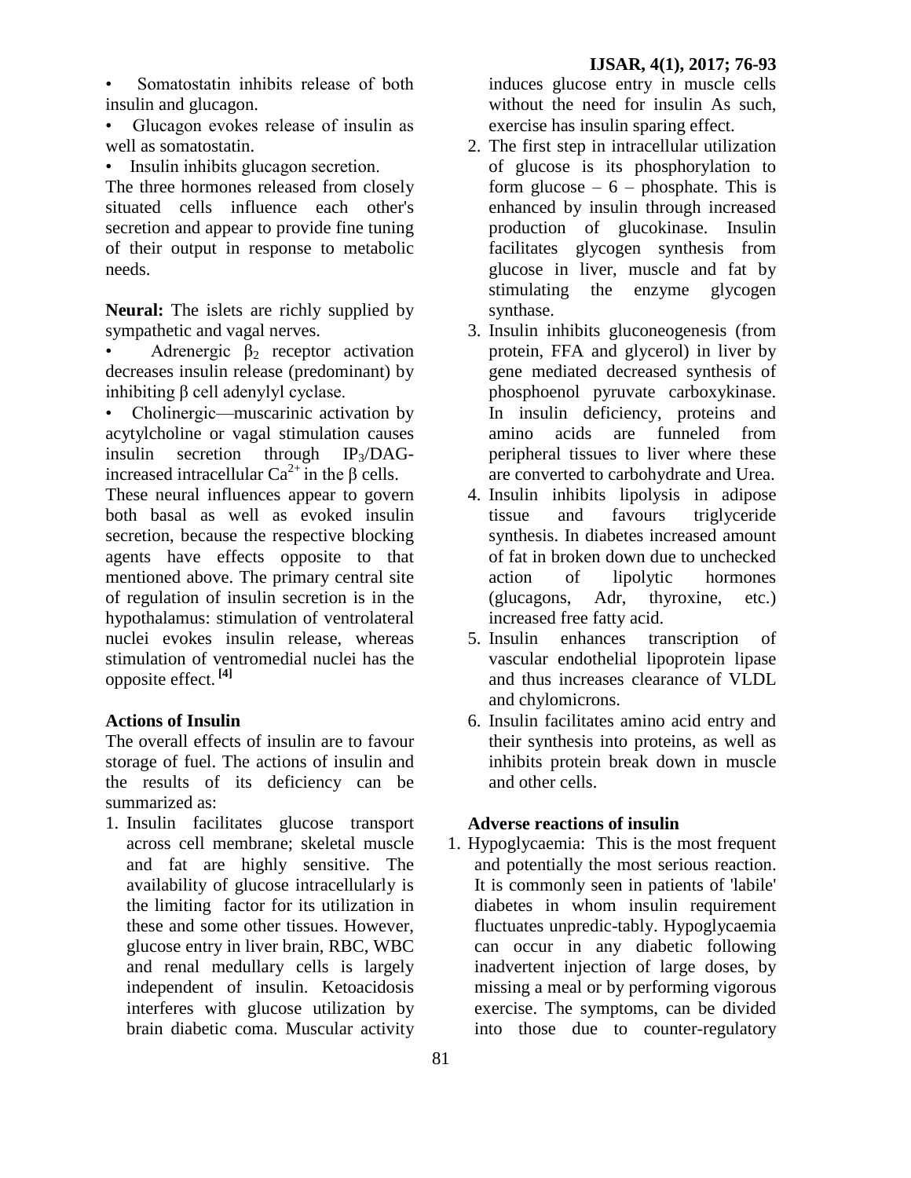- Somatostatin inhibits release of both insulin and glucagon.
- Glucagon evokes release of insulin as well as somatostatin.
- Insulin inhibits glucagon secretion.

The three hormones released from closely situated cells influence each other's secretion and appear to provide fine tuning of their output in response to metabolic needs.

**Neural:** The islets are richly supplied by sympathetic and vagal nerves.

- Adrenergic $\beta_2$ receptor activation decreases insulin release (predominant) by inhibiting β cell adenylyl cyclase.
- Cholinergic—muscarinic activation by acytylcholine or vagal stimulation causes insulin secretion through $IP_3$/DAG-increased intracellular $Ca^{2+}$ in the β cells.

These neural influences appear to govern both basal as well as evoked insulin secretion, because the respective blocking agents have effects opposite to that mentioned above. The primary central site of regulation of insulin secretion is in the hypothalamus: stimulation of ventrolateral nuclei evokes insulin release, whereas stimulation of ventromedial nuclei has the opposite effect. [4]

**Actions of Insulin**

The overall effects of insulin are to favour storage of fuel. The actions of insulin and the results of its deficiency can be summarized as:

1. Insulin facilitates glucose transport across cell membrane; skeletal muscle and fat are highly sensitive. The availability of glucose intracellularly is the limiting factor for its utilization in these and some other tissues. However, glucose entry in liver brain, RBC, WBC and renal medullary cells is largely independent of insulin. Ketoacidosis interferes with glucose utilization by brain diabetic coma. Muscular activity induces glucose entry in muscle cells without the need for insulin As such, exercise has insulin sparing effect.
2. The first step in intracellular utilization of glucose is its phosphorylation to form glucose – 6 – phosphate. This is enhanced by insulin through increased production of glucokinase. Insulin facilitates glycogen synthesis from glucose in liver, muscle and fat by stimulating the enzyme glycogen synthase.
3. Insulin inhibits gluconeogenesis (from protein, FFA and glycerol) in liver by gene mediated decreased synthesis of phosphoenol pyruvate carboxykinase. In insulin deficiency, proteins and amino acids are funneled from peripheral tissues to liver where these are converted to carbohydrate and Urea.
4. Insulin inhibits lipolysis in adipose tissue and favours triglyceride synthesis. In diabetes increased amount of fat in broken down due to unchecked action of lipolytic hormones (glucagons, Adr, thyroxine, etc.) increased free fatty acid.
5. Insulin enhances transcription of vascular endothelial lipoprotein lipase and thus increases clearance of VLDL and chylomicrons.
6. Insulin facilitates amino acid entry and their synthesis into proteins, as well as inhibits protein break down in muscle and other cells.

**Adverse reactions of insulin**

1. Hypoglycaemia: This is the most frequent and potentially the most serious reaction. It is commonly seen in patients of 'labile' diabetes in whom insulin requirement fluctuates unpredic-tably. Hypoglycaemia can occur in any diabetic following inadvertent injection of large doses, by missing a meal or by performing vigorous exercise. The symptoms, can be divided into those due to counter-regulatory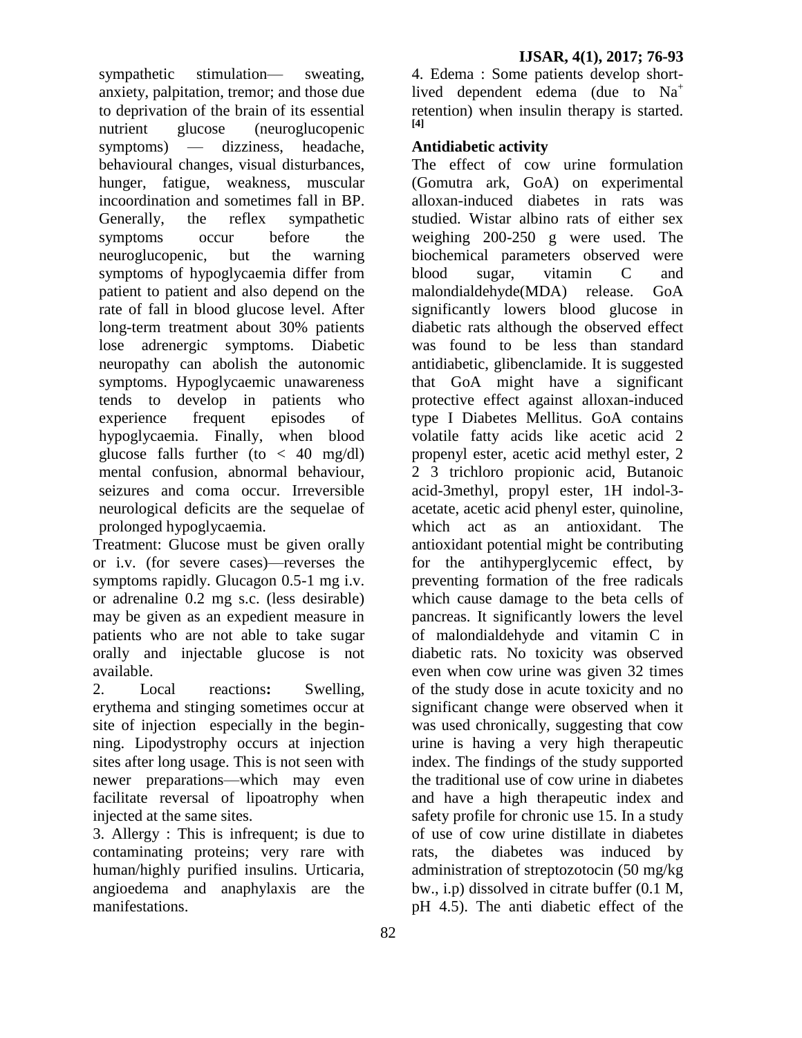sympathetic stimulation— sweating, anxiety, palpitation, tremor; and those due to deprivation of the brain of its essential nutrient glucose (neuroglucopenic symptoms) — dizziness, headache, behavioural changes, visual disturbances, hunger, fatigue, weakness, muscular incoordination and sometimes fall in BP. Generally, the reflex sympathetic symptoms occur before the neuroglucopenic, but the warning symptoms of hypoglycaemia differ from patient to patient and also depend on the rate of fall in blood glucose level. After long-term treatment about 30% patients lose adrenergic symptoms. Diabetic neuropathy can abolish the autonomic symptoms. Hypoglycaemic unawareness tends to develop in patients who experience frequent episodes of hypoglycaemia. Finally, when blood glucose falls further (to < 40 mg/dl) mental confusion, abnormal behaviour, seizures and coma occur. Irreversible neurological deficits are the sequelae of prolonged hypoglycaemia.

Treatment: Glucose must be given orally or i.v. (for severe cases)—reverses the symptoms rapidly. Glucagon 0.5-1 mg i.v. or adrenaline 0.2 mg s.c. (less desirable) may be given as an expedient measure in patients who are not able to take sugar orally and injectable glucose is not available.

2. Local reactions**:** Swelling, erythema and stinging sometimes occur at site of injection especially in the beginning. Lipodystrophy occurs at injection sites after long usage. This is not seen with newer preparations—which may even facilitate reversal of lipoatrophy when injected at the same sites.

3. Allergy : This is infrequent; is due to contaminating proteins; very rare with human/highly purified insulins. Urticaria, angioedema and anaphylaxis are the manifestations.

4. Edema : Some patients develop short-lived dependent edema (due to $Na^+$ retention) when insulin therapy is started. [4]

**Antidiabetic activity**

The effect of cow urine formulation (Gomutra ark, GoA) on experimental alloxan-induced diabetes in rats was studied. Wistar albino rats of either sex weighing 200-250 g were used. The biochemical parameters observed were blood sugar, vitamin C and malondialdehyde(MDA) release. GoA significantly lowers blood glucose in diabetic rats although the observed effect was found to be less than standard antidiabetic, glibenclamide. It is suggested that GoA might have a significant protective effect against alloxan-induced type I Diabetes Mellitus. GoA contains volatile fatty acids like acetic acid 2 propenyl ester, acetic acid methyl ester, 2 2 3 trichloro propionic acid, Butanoic acid-3methyl, propyl ester, 1H indol-3-acetate, acetic acid phenyl ester, quinoline, which act as an antioxidant. The antioxidant potential might be contributing for the antihyperglycemic effect, by preventing formation of the free radicals which cause damage to the beta cells of pancreas. It significantly lowers the level of malondialdehyde and vitamin C in diabetic rats. No toxicity was observed even when cow urine was given 32 times of the study dose in acute toxicity and no significant change were observed when it was used chronically, suggesting that cow urine is having a very high therapeutic index. The findings of the study supported the traditional use of cow urine in diabetes and have a high therapeutic index and safety profile for chronic use 15. In a study of use of cow urine distillate in diabetes rats, the diabetes was induced by administration of streptozotocin (50 mg/kg bw., i.p) dissolved in citrate buffer (0.1 M, pH 4.5). The anti diabetic effect of the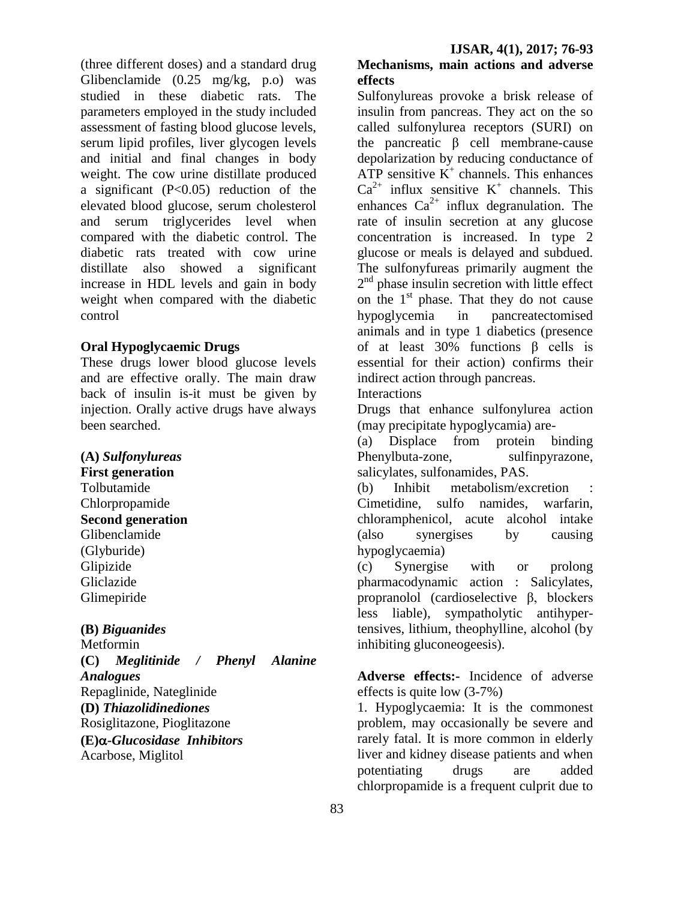(three different doses) and a standard drug Glibenclamide (0.25 mg/kg, p.o) was studied in these diabetic rats. The parameters employed in the study included assessment of fasting blood glucose levels, serum lipid profiles, liver glycogen levels and initial and final changes in body weight. The cow urine distillate produced a significant (P<0.05) reduction of the elevated blood glucose, serum cholesterol and serum triglycerides level when compared with the diabetic control. The diabetic rats treated with cow urine distillate also showed a significant increase in HDL levels and gain in body weight when compared with the diabetic control

**Oral Hypoglycaemic Drugs**

These drugs lower blood glucose levels and are effective orally. The main draw back of insulin is-it must be given by injection. Orally active drugs have always been searched.

**(A)** ***Sulfonylureas***

**First generation**

Tolbutamide
Chlorpropamide

**Second generation**

Glibenclamide
(Glyburide)
Glipizide
Gliclazide
Glimepiride

**(B)** ***Biguanides***

Metformin

**(C)** ***Meglitinide / Phenyl Alanine Analogues***

Repaglinide, Nateglinide

**(D)** ***Thiazolidinediones***

Rosiglitazone, Pioglitazone

**(E)*α-Glucosidase Inhibitors***

Acarbose, Miglitol

**Mechanisms, main actions and adverse effects**

Sulfonylureas provoke a brisk release of insulin from pancreas. They act on the so called sulfonylurea receptors (SURI) on the pancreatic β cell membrane-cause depolarization by reducing conductance of ATP sensitive $K^+$ channels. This enhances $Ca^{2+}$ influx sensitive $K^+$ channels. This enhances $Ca^{2+}$ influx degranulation. The rate of insulin secretion at any glucose concentration is increased. In type 2 glucose or meals is delayed and subdued. The sulfonyfureas primarily augment the 2nd phase insulin secretion with little effect on the 1st phase. That they do not cause hypoglycemia in pancreatectomised animals and in type 1 diabetics (presence of at least 30% functions β cells is essential for their action) confirms their indirect action through pancreas.

Interactions

Drugs that enhance sulfonylurea action (may precipitate hypoglycamia) are-

(a) Displace from protein binding Phenylbuta-zone, sulfinpyrazone, salicylates, sulfonamides, PAS.

(b) Inhibit metabolism/excretion : Cimetidine, sulfo namides, warfarin, chloramphenicol, acute alcohol intake (also synergises by causing hypoglycaemia)

(c) Synergise with or prolong pharmacodynamic action : Salicylates, propranolol (cardioselective β, blockers less liable), sympatholytic antihyper-tensives, lithium, theophylline, alcohol (by inhibiting gluconeogeesis).

**Adverse effects:-** Incidence of adverse effects is quite low (3-7%)

1. Hypoglycaemia: It is the commonest problem, may occasionally be severe and rarely fatal. It is more common in elderly liver and kidney disease patients and when potentiating drugs are added chlorpropamide is a frequent culprit due to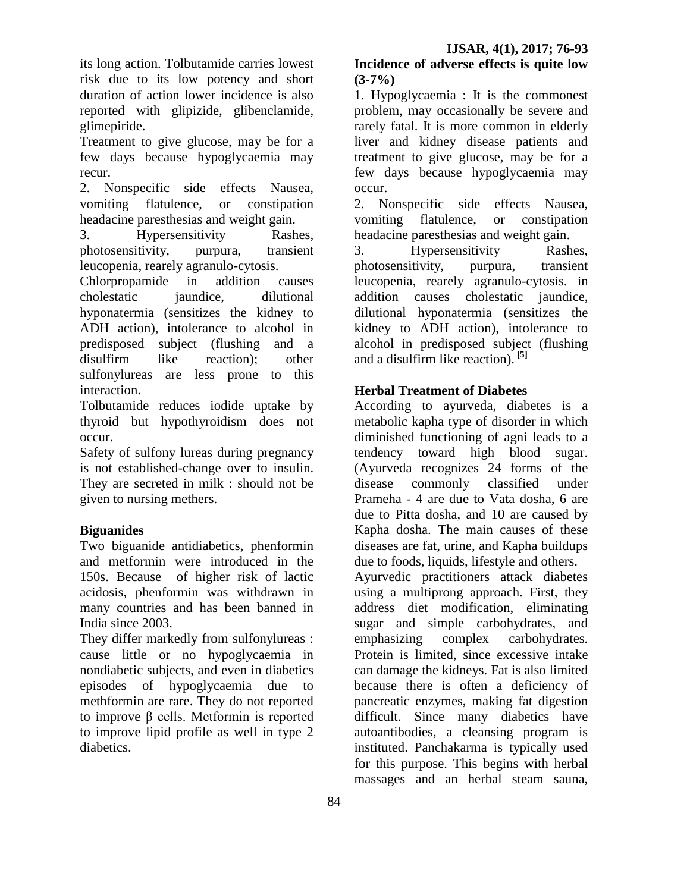its long action. Tolbutamide carries lowest risk due to its low potency and short duration of action lower incidence is also reported with glipizide, glibenclamide, glimepiride.

Treatment to give glucose, may be for a few days because hypoglycaemia may recur.

2. Nonspecific side effects Nausea, vomiting flatulence, or constipation headacine paresthesias and weight gain.

3. Hypersensitivity Rashes, photosensitivity, purpura, transient leucopenia, rearely agranulo-cytosis.

Chlorpropamide in addition causes cholestatic jaundice, dilutional hyponatermia (sensitizes the kidney to ADH action), intolerance to alcohol in predisposed subject (flushing and a disulfirm like reaction); other sulfonylureas are less prone to this interaction.

Tolbutamide reduces iodide uptake by thyroid but hypothyroidism does not occur.

Safety of sulfony lureas during pregnancy is not established-change over to insulin. They are secreted in milk : should not be given to nursing methers.

**Biguanides**

Two biguanide antidiabetics, phenformin and metformin were introduced in the 150s. Because of higher risk of lactic acidosis, phenformin was withdrawn in many countries and has been banned in India since 2003.

They differ markedly from sulfonylureas : cause little or no hypoglycaemia in nondiabetic subjects, and even in diabetics episodes of hypoglycaemia due to methformin are rare. They do not reported to improve β cells. Metformin is reported to improve lipid profile as well in type 2 diabetics.

**Incidence of adverse effects is quite low (3-7%)**

1. Hypoglycaemia : It is the commonest problem, may occasionally be severe and rarely fatal. It is more common in elderly liver and kidney disease patients and treatment to give glucose, may be for a few days because hypoglycaemia may occur.

2. Nonspecific side effects Nausea, vomiting flatulence, or constipation headacine paresthesias and weight gain.

3. Hypersensitivity Rashes, photosensitivity, purpura, transient leucopenia, rearely agranulo-cytosis. in addition causes cholestatic jaundice, dilutional hyponatermia (sensitizes the kidney to ADH action), intolerance to alcohol in predisposed subject (flushing and a disulfirm like reaction). [5]

**Herbal Treatment of Diabetes**

According to ayurveda, diabetes is a metabolic kapha type of disorder in which diminished functioning of agni leads to a tendency toward high blood sugar. (Ayurveda recognizes 24 forms of the disease commonly classified under Prameha - 4 are due to Vata dosha, 6 are due to Pitta dosha, and 10 are caused by Kapha dosha. The main causes of these diseases are fat, urine, and Kapha buildups due to foods, liquids, lifestyle and others.

Ayurvedic practitioners attack diabetes using a multiprong approach. First, they address diet modification, eliminating sugar and simple carbohydrates, and emphasizing complex carbohydrates. Protein is limited, since excessive intake can damage the kidneys. Fat is also limited because there is often a deficiency of pancreatic enzymes, making fat digestion difficult. Since many diabetics have autoantibodies, a cleansing program is instituted. Panchakarma is typically used for this purpose. This begins with herbal massages and an herbal steam sauna,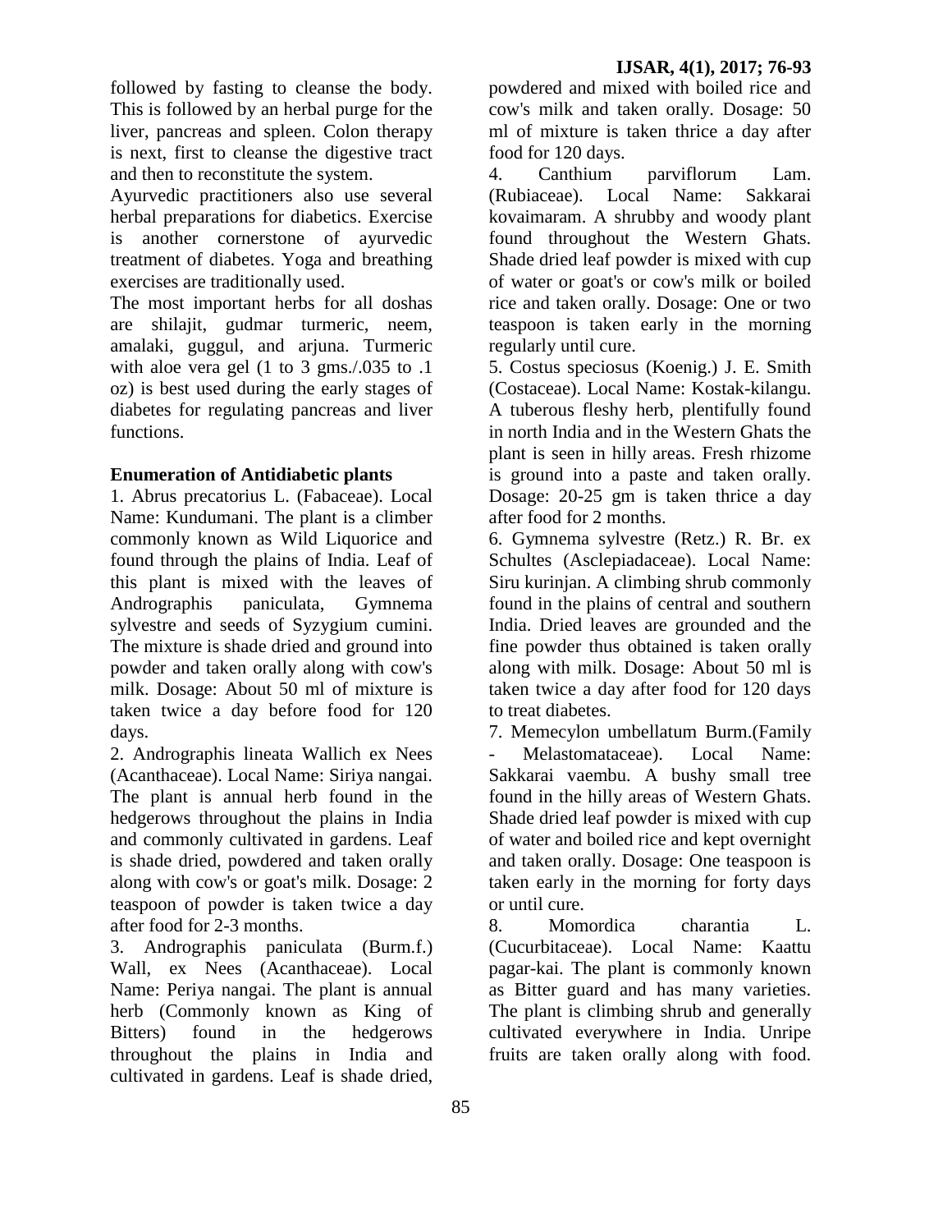followed by fasting to cleanse the body. This is followed by an herbal purge for the liver, pancreas and spleen. Colon therapy is next, first to cleanse the digestive tract and then to reconstitute the system.

Ayurvedic practitioners also use several herbal preparations for diabetics. Exercise is another cornerstone of ayurvedic treatment of diabetes. Yoga and breathing exercises are traditionally used.

The most important herbs for all doshas are shilajit, gudmar turmeric, neem, amalaki, guggul, and arjuna. Turmeric with aloe vera gel (1 to 3 gms./.035 to .1 oz) is best used during the early stages of diabetes for regulating pancreas and liver functions.

### Enumeration of Antidiabetic plants

1. Abrus precatorius L. (Fabaceae). Local Name: Kundumani. The plant is a climber commonly known as Wild Liquorice and found through the plains of India. Leaf of this plant is mixed with the leaves of Andrographis paniculata, Gymnema sylvestre and seeds of Syzygium cumini. The mixture is shade dried and ground into powder and taken orally along with cow's milk. Dosage: About 50 ml of mixture is taken twice a day before food for 120 days.

2. Andrographis lineata Wallich ex Nees (Acanthaceae). Local Name: Siriya nangai. The plant is annual herb found in the hedgerows throughout the plains in India and commonly cultivated in gardens. Leaf is shade dried, powdered and taken orally along with cow's or goat's milk. Dosage: 2 teaspoon of powder is taken twice a day after food for 2-3 months.

3. Andrographis paniculata (Burm.f.) Wall, ex Nees (Acanthaceae). Local Name: Periya nangai. The plant is annual herb (Commonly known as King of Bitters) found in the hedgerows throughout the plains in India and cultivated in gardens. Leaf is shade dried, powdered and mixed with boiled rice and cow's milk and taken orally. Dosage: 50 ml of mixture is taken thrice a day after food for 120 days.

4. Canthium parviflorum Lam. (Rubiaceae). Local Name: Sakkarai kovaimaram. A shrubby and woody plant found throughout the Western Ghats. Shade dried leaf powder is mixed with cup of water or goat's or cow's milk or boiled rice and taken orally. Dosage: One or two teaspoon is taken early in the morning regularly until cure.

5. Costus speciosus (Koenig.) J. E. Smith (Costaceae). Local Name: Kostak-kilangu. A tuberous fleshy herb, plentifully found in north India and in the Western Ghats the plant is seen in hilly areas. Fresh rhizome is ground into a paste and taken orally. Dosage: 20-25 gm is taken thrice a day after food for 2 months.

6. Gymnema sylvestre (Retz.) R. Br. ex Schultes (Asclepiadaceae). Local Name: Siru kurinjan. A climbing shrub commonly found in the plains of central and southern India. Dried leaves are grounded and the fine powder thus obtained is taken orally along with milk. Dosage: About 50 ml is taken twice a day after food for 120 days to treat diabetes.

7. Memecylon umbellatum Burm.(Family - Melastomataceae). Local Name: Sakkarai vaembu. A bushy small tree found in the hilly areas of Western Ghats. Shade dried leaf powder is mixed with cup of water and boiled rice and kept overnight and taken orally. Dosage: One teaspoon is taken early in the morning for forty days or until cure.

8. Momordica charantia L. (Cucurbitaceae). Local Name: Kaattu pagar-kai. The plant is commonly known as Bitter guard and has many varieties. The plant is climbing shrub and generally cultivated everywhere in India. Unripe fruits are taken orally along with food.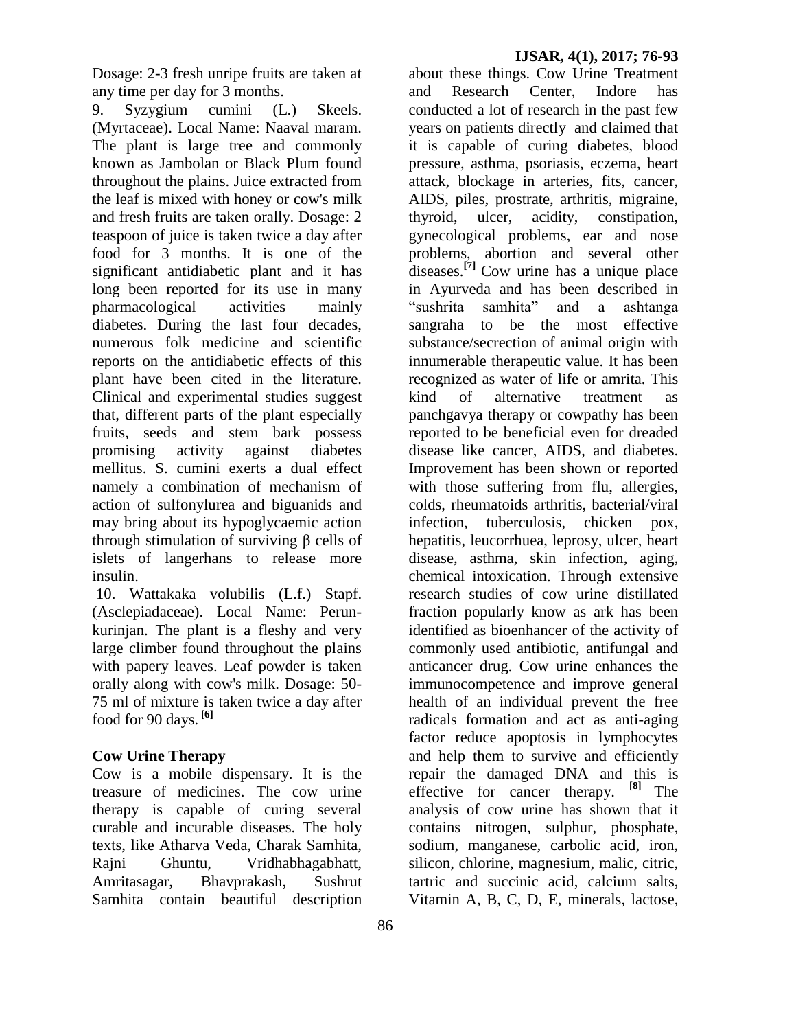Dosage: 2-3 fresh unripe fruits are taken at any time per day for 3 months.

9. Syzygium cumini (L.) Skeels. (Myrtaceae). Local Name: Naaval maram. The plant is large tree and commonly known as Jambolan or Black Plum found throughout the plains. Juice extracted from the leaf is mixed with honey or cow's milk and fresh fruits are taken orally. Dosage: 2 teaspoon of juice is taken twice a day after food for 3 months. It is one of the significant antidiabetic plant and it has long been reported for its use in many pharmacological activities mainly diabetes. During the last four decades, numerous folk medicine and scientific reports on the antidiabetic effects of this plant have been cited in the literature. Clinical and experimental studies suggest that, different parts of the plant especially fruits, seeds and stem bark possess promising activity against diabetes mellitus. S. cumini exerts a dual effect namely a combination of mechanism of action of sulfonylurea and biguanids and may bring about its hypoglycaemic action through stimulation of surviving β cells of islets of langerhans to release more insulin.

10. Wattakaka volubilis (L.f.) Stapf. (Asclepiadaceae). Local Name: Perun-kurinjan. The plant is a fleshy and very large climber found throughout the plains with papery leaves. Leaf powder is taken orally along with cow's milk. Dosage: 50-75 ml of mixture is taken twice a day after food for 90 days. [6]

## Cow Urine Therapy

Cow is a mobile dispensary. It is the treasure of medicines. The cow urine therapy is capable of curing several curable and incurable diseases. The holy texts, like Atharva Veda, Charak Samhita, Rajni Ghuntu, Vridhabhagabhatt, Amritasagar, Bhavprakash, Sushrut Samhita contain beautiful description about these things. Cow Urine Treatment and Research Center, Indore has conducted a lot of research in the past few years on patients directly and claimed that it is capable of curing diabetes, blood pressure, asthma, psoriasis, eczema, heart attack, blockage in arteries, fits, cancer, AIDS, piles, prostrate, arthritis, migraine, thyroid, ulcer, acidity, constipation, gynecological problems, ear and nose problems, abortion and several other diseases.[7] Cow urine has a unique place in Ayurveda and has been described in "sushrita samhita" and a ashtanga sangraha to be the most effective substance/secrection of animal origin with innumerable therapeutic value. It has been recognized as water of life or amrita. This kind of alternative treatment as panchgavya therapy or cowpathy has been reported to be beneficial even for dreaded disease like cancer, AIDS, and diabetes. Improvement has been shown or reported with those suffering from flu, allergies, colds, rheumatoids arthritis, bacterial/viral infection, tuberculosis, chicken pox, hepatitis, leucorrhuea, leprosy, ulcer, heart disease, asthma, skin infection, aging, chemical intoxication. Through extensive research studies of cow urine distillated fraction popularly know as ark has been identified as bioenhancer of the activity of commonly used antibiotic, antifungal and anticancer drug. Cow urine enhances the immunocompetence and improve general health of an individual prevent the free radicals formation and act as anti-aging factor reduce apoptosis in lymphocytes and help them to survive and efficiently repair the damaged DNA and this is effective for cancer therapy. [8] The analysis of cow urine has shown that it contains nitrogen, sulphur, phosphate, sodium, manganese, carbolic acid, iron, silicon, chlorine, magnesium, malic, citric, tartric and succinic acid, calcium salts, Vitamin A, B, C, D, E, minerals, lactose,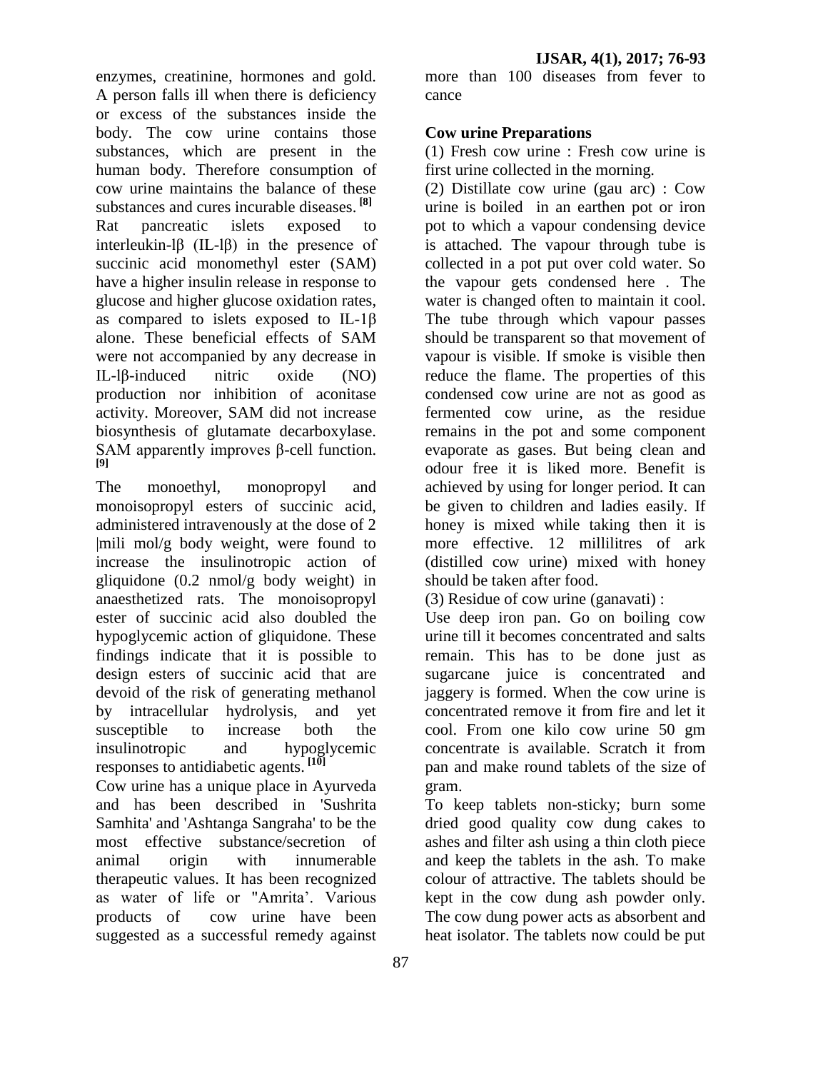enzymes, creatinine, hormones and gold. A person falls ill when there is deficiency or excess of the substances inside the body. The cow urine contains those substances, which are present in the human body. Therefore consumption of cow urine maintains the balance of these substances and cures incurable diseases. [8]

Rat pancreatic islets exposed to interleukin-lβ (IL-lβ) in the presence of succinic acid monomethyl ester (SAM) have a higher insulin release in response to glucose and higher glucose oxidation rates, as compared to islets exposed to IL-1β alone. These beneficial effects of SAM were not accompanied by any decrease in IL-lβ-induced nitric oxide (NO) production nor inhibition of aconitase activity. Moreover, SAM did not increase biosynthesis of glutamate decarboxylase. SAM apparently improves β-cell function. [9]

The monoethyl, monopropyl and monoisopropyl esters of succinic acid, administered intravenously at the dose of 2 |mili mol/g body weight, were found to increase the insulinotropic action of gliquidone (0.2 nmol/g body weight) in anaesthetized rats. The monoisopropyl ester of succinic acid also doubled the hypoglycemic action of gliquidone. These findings indicate that it is possible to design esters of succinic acid that are devoid of the risk of generating methanol by intracellular hydrolysis, and yet susceptible to increase both the insulinotropic and hypoglycemic responses to antidiabetic agents. [10]

Cow urine has a unique place in Ayurveda and has been described in 'Sushrita Samhita' and 'Ashtanga Sangraha' to be the most effective substance/secretion of animal origin with innumerable therapeutic values. It has been recognized as water of life or "Amrita'. Various products of cow urine have been suggested as a successful remedy against more than 100 diseases from fever to cance

**Cow urine Preparations**

(1) Fresh cow urine : Fresh cow urine is first urine collected in the morning.

(2) Distillate cow urine (gau arc) : Cow urine is boiled in an earthen pot or iron pot to which a vapour condensing device is attached. The vapour through tube is collected in a pot put over cold water. So the vapour gets condensed here . The water is changed often to maintain it cool. The tube through which vapour passes should be transparent so that movement of vapour is visible. If smoke is visible then reduce the flame. The properties of this condensed cow urine are not as good as fermented cow urine, as the residue remains in the pot and some component evaporate as gases. But being clean and odour free it is liked more. Benefit is achieved by using for longer period. It can be given to children and ladies easily. If honey is mixed while taking then it is more effective. 12 millilitres of ark (distilled cow urine) mixed with honey should be taken after food.

(3) Residue of cow urine (ganavati) :

Use deep iron pan. Go on boiling cow urine till it becomes concentrated and salts remain. This has to be done just as sugarcane juice is concentrated and jaggery is formed. When the cow urine is concentrated remove it from fire and let it cool. From one kilo cow urine 50 gm concentrate is available. Scratch it from pan and make round tablets of the size of gram.

To keep tablets non-sticky; burn some dried good quality cow dung cakes to ashes and filter ash using a thin cloth piece and keep the tablets in the ash. To make colour of attractive. The tablets should be kept in the cow dung ash powder only. The cow dung power acts as absorbent and heat isolator. The tablets now could be put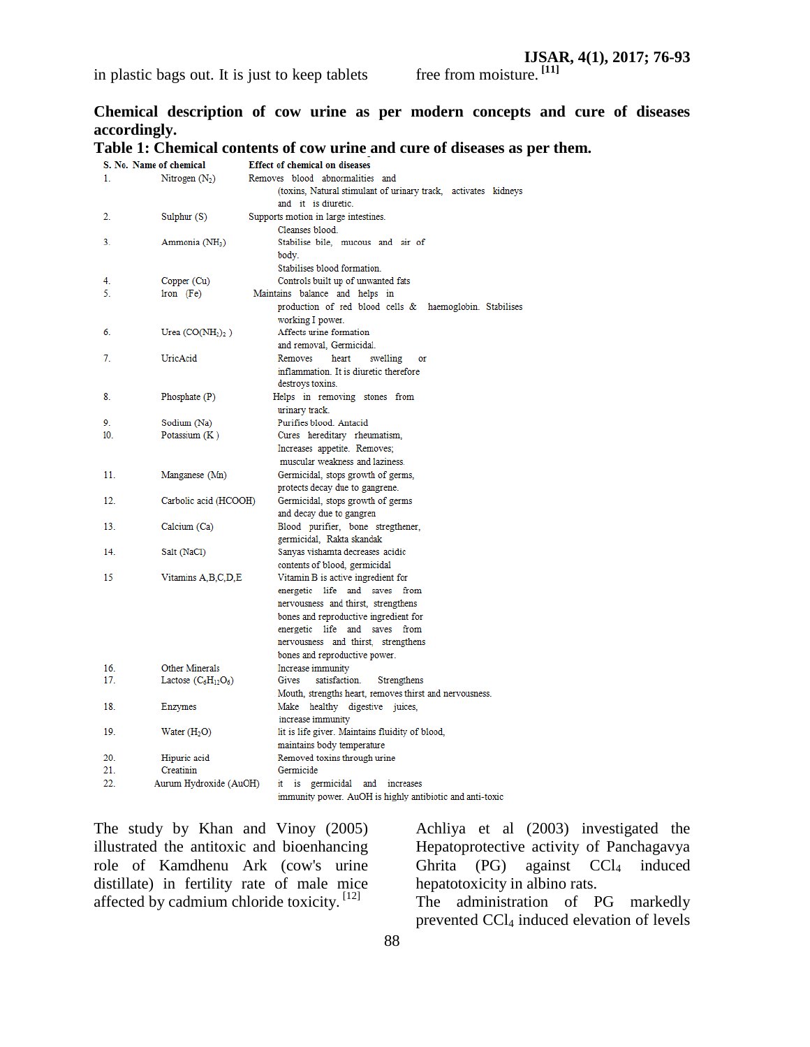in plastic bags out. It is just to keep tablets free from moisture. [11]

**Chemical description of cow urine as per modern concepts and cure of diseases accordingly.**

**Table 1: Chemical contents of cow urine and cure of diseases as per them.**

| S. No. | Name of chemical | Effect of chemical on diseases |
|---|---|---|
| 1. | Nitrogen ($N_2$) | Removes blood abnormalities and (toxins, Natural stimulant of urinary track, activates kidneys and it is diuretic. |
| 2. | Sulphur (S) | Supports motion in large intestines. Cleanses blood. |
| 3. | Ammonia ($NH_3$) | Stabilise bile, mucous and air of body. Stabilises blood formation. |
| 4. | Copper (Cu) | Controls built up of unwanted fats |
| 5. | Iron (Fe) | Maintains balance and helps in production of red blood cells & haemoglobin. Stabilises working I power. |
| 6. | Urea ($CO(NH_2)_2$ ) | Affects urine formation and removal, Germicidal. |
| 7. | UricAcid | Removes heart swelling or inflammation. It is diuretic therefore destroys toxins. |
| 8. | Phosphate (P) | Helps in removing stones from urinary track. |
| 9. | Sodium (Na) | Purifies blood. Antacid |
| 10. | Potassium (K ) | Cures hereditary rheumatism, Increases appetite. Removes; muscular weakness and laziness. |
| 11. | Manganese (Mn) | Germicidal, stops growth of germs, protects decay due to gangrene. |
| 12. | Carbolic acid (HCOOH) | Germicidal, stops growth of germs and decay due to gangren |
| 13. | Calcium (Ca) | Blood purifier, bone stregthener, germicidal, Rakta skandak |
| 14. | Salt (NaCl) | Sanyas vishamta decreases acidic contents of blood, germicidal |
| 15 | Vitamins A,B,C,D,E | Vitamin B is active ingredient for energetic life and saves from nervousness and thirst, strengthens bones and reproductive ingredient for energetic life and saves from nervousness and thirst, strengthens bones and reproductive power. |
| 16. | Other Minerals | Increase immunity |
| 17. | Lactose ($C_6H_{12}O_6$) | Gives satisfaction. Strengthens Mouth, strengths heart, removes thirst and nervousness. |
| 18. | Enzymes | Make healthy digestive juices, increase immunity |
| 19. | Water ($H_2O$) | Iit is life giver. Maintains fluidity of blood, maintains body temperature |
| 20. | Hipuric acid | Removed toxins through urine |
| 21. | Creatinin | Germicide |
| 22. | Aurum Hydroxide (AuOH) | it is germicidal and increases immunity power. AuOH is highly antibiotic and anti-toxic |

The study by Khan and Vinoy (2005) illustrated the antitoxic and bioenhancing role of Kamdhenu Ark (cow's urine distillate) in fertility rate of male mice affected by cadmium chloride toxicity. [12]

Achliya et al (2003) investigated the Hepatoprotective activity of Panchagavya Ghrita (PG) against $CCl_4$ induced hepatotoxicity in albino rats.

The administration of PG markedly prevented $CCl_4$ induced elevation of levels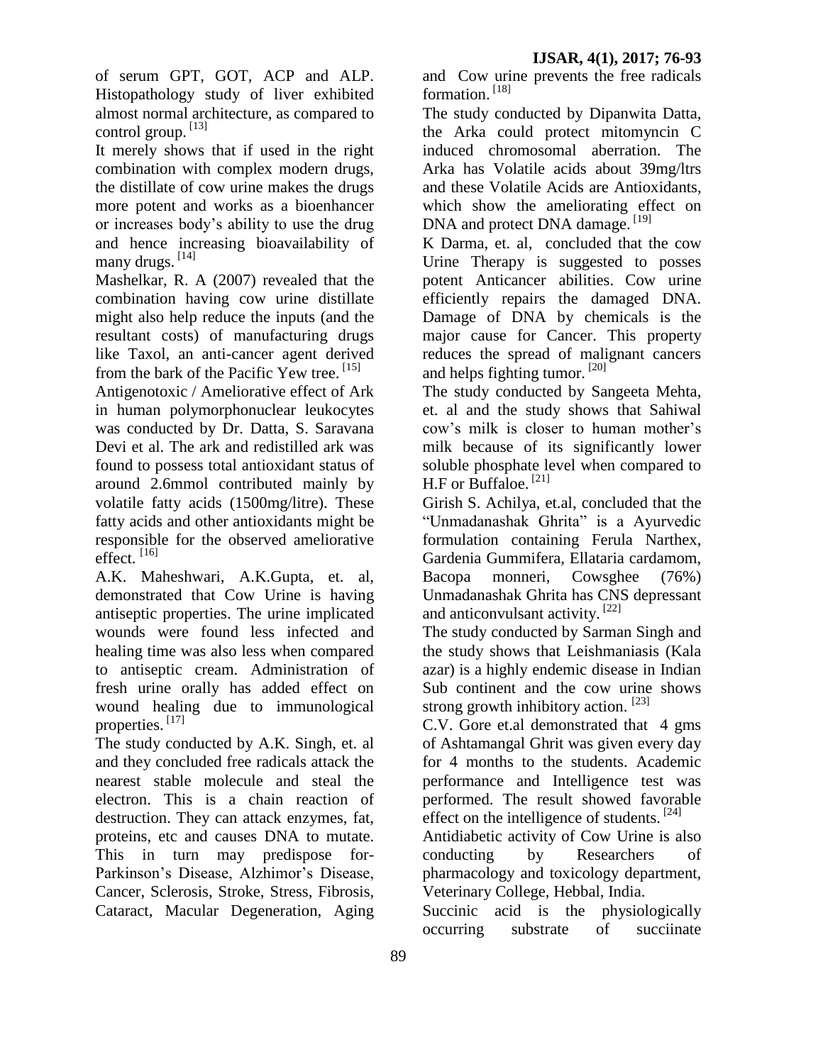of serum GPT, GOT, ACP and ALP. Histopathology study of liver exhibited almost normal architecture, as compared to control group. [13]

It merely shows that if used in the right combination with complex modern drugs, the distillate of cow urine makes the drugs more potent and works as a bioenhancer or increases body's ability to use the drug and hence increasing bioavailability of many drugs. [14]

Mashelkar, R. A (2007) revealed that the combination having cow urine distillate might also help reduce the inputs (and the resultant costs) of manufacturing drugs like Taxol, an anti-cancer agent derived from the bark of the Pacific Yew tree. [15]

Antigenotoxic / Ameliorative effect of Ark in human polymorphonuclear leukocytes was conducted by Dr. Datta, S. Saravana Devi et al. The ark and redistilled ark was found to possess total antioxidant status of around 2.6mmol contributed mainly by volatile fatty acids (1500mg/litre). These fatty acids and other antioxidants might be responsible for the observed ameliorative effect. [16]

A.K. Maheshwari, A.K.Gupta, et. al, demonstrated that Cow Urine is having antiseptic properties. The urine implicated wounds were found less infected and healing time was also less when compared to antiseptic cream. Administration of fresh urine orally has added effect on wound healing due to immunological properties. [17]

The study conducted by A.K. Singh, et. al and they concluded free radicals attack the nearest stable molecule and steal the electron. This is a chain reaction of destruction. They can attack enzymes, fat, proteins, etc and causes DNA to mutate. This in turn may predispose for- Parkinson's Disease, Alzhimor's Disease, Cancer, Sclerosis, Stroke, Stress, Fibrosis, Cataract, Macular Degeneration, Aging and Cow urine prevents the free radicals formation. [18]

The study conducted by Dipanwita Datta, the Arka could protect mitomyncin C induced chromosomal aberration. The Arka has Volatile acids about 39mg/ltrs and these Volatile Acids are Antioxidants, which show the ameliorating effect on DNA and protect DNA damage. [19]

K Darma, et. al, concluded that the cow Urine Therapy is suggested to posses potent Anticancer abilities. Cow urine efficiently repairs the damaged DNA. Damage of DNA by chemicals is the major cause for Cancer. This property reduces the spread of malignant cancers and helps fighting tumor. [20]

The study conducted by Sangeeta Mehta, et. al and the study shows that Sahiwal cow's milk is closer to human mother's milk because of its significantly lower soluble phosphate level when compared to H.F or Buffaloe. [21]

Girish S. Achilya, et.al, concluded that the "Unmadanashak Ghrita" is a Ayurvedic formulation containing Ferula Narthex, Gardenia Gummifera, Ellataria cardamom, Bacopa monneri, Cowsghee (76%) Unmadanashak Ghrita has CNS depressant and anticonvulsant activity. [22]

The study conducted by Sarman Singh and the study shows that Leishmaniasis (Kala azar) is a highly endemic disease in Indian Sub continent and the cow urine shows strong growth inhibitory action. [23]

C.V. Gore et.al demonstrated that 4 gms of Ashtamangal Ghrit was given every day for 4 months to the students. Academic performance and Intelligence test was performed. The result showed favorable effect on the intelligence of students. [24]

Antidiabetic activity of Cow Urine is also conducting by Researchers of pharmacology and toxicology department, Veterinary College, Hebbal, India.

Succinic acid is the physiologically occurring substrate of succiinate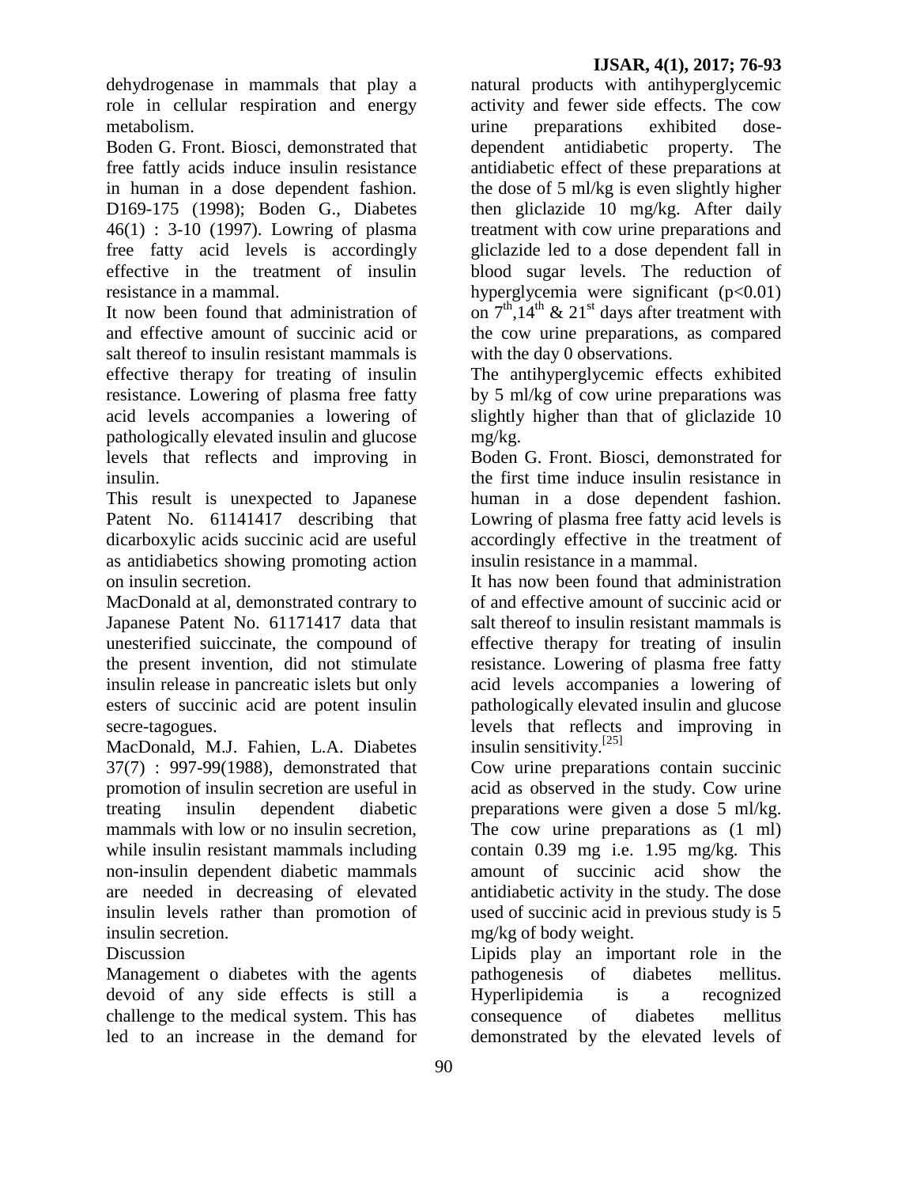dehydrogenase in mammals that play a role in cellular respiration and energy metabolism.

Boden G. Front. Biosci, demonstrated that free fattly acids induce insulin resistance in human in a dose dependent fashion. D169-175 (1998); Boden G., Diabetes 46(1) : 3-10 (1997). Lowring of plasma free fatty acid levels is accordingly effective in the treatment of insulin resistance in a mammal.

It now been found that administration of and effective amount of succinic acid or salt thereof to insulin resistant mammals is effective therapy for treating of insulin resistance. Lowering of plasma free fatty acid levels accompanies a lowering of pathologically elevated insulin and glucose levels that reflects and improving in insulin.

This result is unexpected to Japanese Patent No. 61141417 describing that dicarboxylic acids succinic acid are useful as antidiabetics showing promoting action on insulin secretion.

MacDonald at al, demonstrated contrary to Japanese Patent No. 61171417 data that unesterified suiccinate, the compound of the present invention, did not stimulate insulin release in pancreatic islets but only esters of succinic acid are potent insulin secre-tagogues.

MacDonald, M.J. Fahien, L.A. Diabetes 37(7) : 997-99(1988), demonstrated that promotion of insulin secretion are useful in treating insulin dependent diabetic mammals with low or no insulin secretion, while insulin resistant mammals including non-insulin dependent diabetic mammals are needed in decreasing of elevated insulin levels rather than promotion of insulin secretion.

## Discussion

Management o diabetes with the agents devoid of any side effects is still a challenge to the medical system. This has led to an increase in the demand for natural products with antihyperglycemic activity and fewer side effects. The cow urine preparations exhibited dose-dependent antidiabetic property. The antidiabetic effect of these preparations at the dose of 5 ml/kg is even slightly higher then gliclazide 10 mg/kg. After daily treatment with cow urine preparations and gliclazide led to a dose dependent fall in blood sugar levels. The reduction of hyperglycemia were significant ($p<0.01$) on $7^{th}$,$14^{th}$ & $21^{st}$ days after treatment with the cow urine preparations, as compared with the day 0 observations.

The antihyperglycemic effects exhibited by 5 ml/kg of cow urine preparations was slightly higher than that of gliclazide 10 mg/kg.

Boden G. Front. Biosci, demonstrated for the first time induce insulin resistance in human in a dose dependent fashion. Lowring of plasma free fatty acid levels is accordingly effective in the treatment of insulin resistance in a mammal.

It has now been found that administration of and effective amount of succinic acid or salt thereof to insulin resistant mammals is effective therapy for treating of insulin resistance. Lowering of plasma free fatty acid levels accompanies a lowering of pathologically elevated insulin and glucose levels that reflects and improving in insulin sensitivity.[25]

Cow urine preparations contain succinic acid as observed in the study. Cow urine preparations were given a dose 5 ml/kg. The cow urine preparations as (1 ml) contain 0.39 mg i.e. 1.95 mg/kg. This amount of succinic acid show the antidiabetic activity in the study. The dose used of succinic acid in previous study is 5 mg/kg of body weight.

Lipids play an important role in the pathogenesis of diabetes mellitus. Hyperlipidemia is a recognized consequence of diabetes mellitus demonstrated by the elevated levels of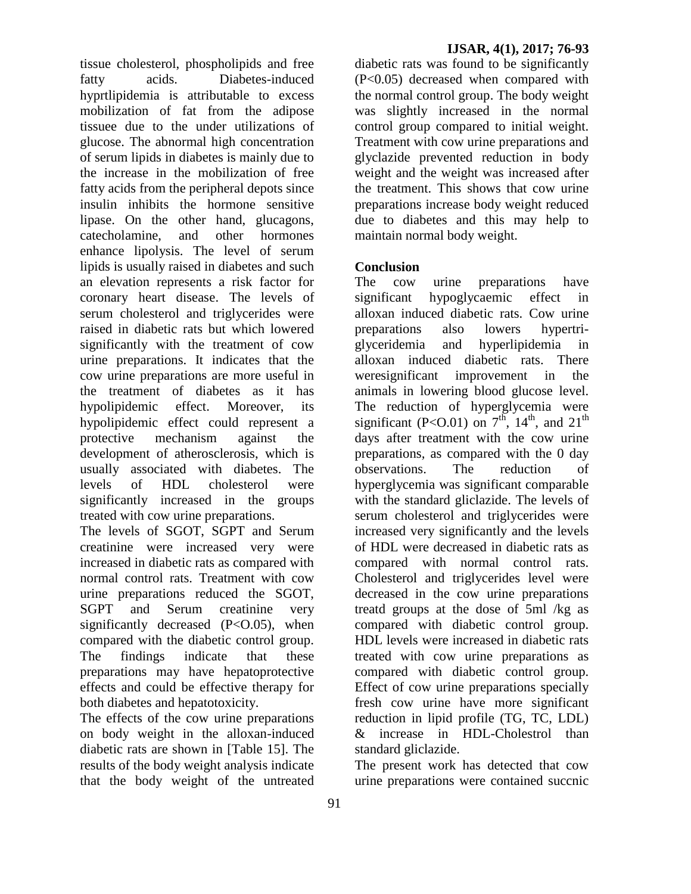tissue cholesterol, phospholipids and free fatty acids. Diabetes-induced hyprtlipidemia is attributable to excess mobilization of fat from the adipose tissuee due to the under utilizations of glucose. The abnormal high concentration of serum lipids in diabetes is mainly due to the increase in the mobilization of free fatty acids from the peripheral depots since insulin inhibits the hormone sensitive lipase. On the other hand, glucagons, catecholamine, and other hormones enhance lipolysis. The level of serum lipids is usually raised in diabetes and such an elevation represents a risk factor for coronary heart disease. The levels of serum cholesterol and triglycerides were raised in diabetic rats but which lowered significantly with the treatment of cow urine preparations. It indicates that the cow urine preparations are more useful in the treatment of diabetes as it has hypolipidemic effect. Moreover, its hypolipidemic effect could represent a protective mechanism against the development of atherosclerosis, which is usually associated with diabetes. The levels of HDL cholesterol were significantly increased in the groups treated with cow urine preparations.

The levels of SGOT, SGPT and Serum creatinine were increased very were increased in diabetic rats as compared with normal control rats. Treatment with cow urine preparations reduced the SGOT, SGPT and Serum creatinine very significantly decreased ($P<O.05$), when compared with the diabetic control group. The findings indicate that these preparations may have hepatoprotective effects and could be effective therapy for both diabetes and hepatotoxicity.

The effects of the cow urine preparations on body weight in the alloxan-induced diabetic rats are shown in [Table 15]. The results of the body weight analysis indicate that the body weight of the untreated diabetic rats was found to be significantly ($P<0.05$) decreased when compared with the normal control group. The body weight was slightly increased in the normal control group compared to initial weight. Treatment with cow urine preparations and glyclazide prevented reduction in body weight and the weight was increased after the treatment. This shows that cow urine preparations increase body weight reduced due to diabetes and this may help to maintain normal body weight.

## Conclusion

The cow urine preparations have significant hypoglycaemic effect in alloxan induced diabetic rats. Cow urine preparations also lowers hypertri-glyceridemia and hyperlipidemia in alloxan induced diabetic rats. There weresignificant improvement in the animals in lowering blood glucose level. The reduction of hyperglycemia were significant ($P<O.01$) on $7^{th}$, $14^{th}$, and $21^{th}$ days after treatment with the cow urine preparations, as compared with the 0 day observations. The reduction of hyperglycemia was significant comparable with the standard gliclazide. The levels of serum cholesterol and triglycerides were increased very significantly and the levels of HDL were decreased in diabetic rats as compared with normal control rats. Cholesterol and triglycerides level were decreased in the cow urine preparations treatd groups at the dose of 5ml /kg as compared with diabetic control group. HDL levels were increased in diabetic rats treated with cow urine preparations as compared with diabetic control group. Effect of cow urine preparations specially fresh cow urine have more significant reduction in lipid profile (TG, TC, LDL) & increase in HDL-Cholestrol than standard gliclazide.

The present work has detected that cow urine preparations were contained succnic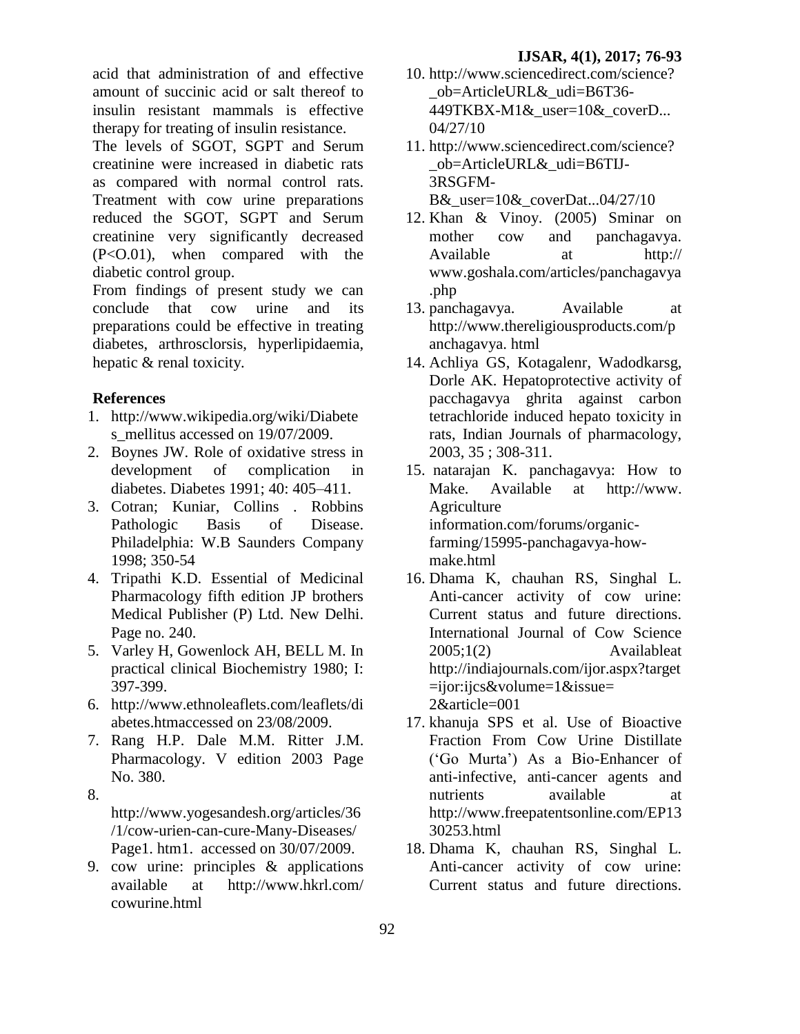acid that administration of and effective amount of succinic acid or salt thereof to insulin resistant mammals is effective therapy for treating of insulin resistance.

The levels of SGOT, SGPT and Serum creatinine were increased in diabetic rats as compared with normal control rats. Treatment with cow urine preparations reduced the SGOT, SGPT and Serum creatinine very significantly decreased (P<O.01), when compared with the diabetic control group.

From findings of present study we can conclude that cow urine and its preparations could be effective in treating diabetes, arthrosclorsis, hyperlipidaemia, hepatic & renal toxicity.

## References

1. http://www.wikipedia.org/wiki/Diabetes_mellitus accessed on 19/07/2009.
2. Boynes JW. Role of oxidative stress in development of complication in diabetes. Diabetes 1991; 40: 405–411.
3. Cotran; Kuniar, Collins . Robbins Pathologic Basis of Disease. Philadelphia: W.B Saunders Company 1998; 350-54
4. Tripathi K.D. Essential of Medicinal Pharmacology fifth edition JP brothers Medical Publisher (P) Ltd. New Delhi. Page no. 240.
5. Varley H, Gowenlock AH, BELL M. In practical clinical Biochemistry 1980; I: 397-399.
6. http://www.ethnoleaflets.com/leaflets/diabetes.htmaccessed on 23/08/2009.
7. Rang H.P. Dale M.M. Ritter J.M. Pharmacology. V edition 2003 Page No. 380.
8. http://www.yogesandesh.org/articles/36/1/cow-urien-can-cure-Many-Diseases/Page1. htm1. accessed on 30/07/2009.
9. cow urine: principles & applications available at http://www.hkrl.com/cowurine.html
10. http://www.sciencedirect.com/science?_ob=ArticleURL&_udi=B6T36-449TKBX-M1&_user=10&_coverD... 04/27/10
11. http://www.sciencedirect.com/science?_ob=ArticleURL&_udi=B6TIJ-3RSGFM-B&_user=10&_coverDat...04/27/10
12. Khan & Vinoy. (2005) Sminar on mother cow and panchagavya. Available at http:// www.goshala.com/articles/panchagavya.php
13. panchagavya. Available at http://www.thereligiousproducts.com/panchagavya. html
14. Achliya GS, Kotagalenr, Wadodkarsg, Dorle AK. Hepatoprotective activity of pacchagavya ghrita against carbon tetrachloride induced hepato toxicity in rats, Indian Journals of pharmacology, 2003, 35 ; 308-311.
15. natarajan K. panchagavya: How to Make. Available at http://www. Agriculture information.com/forums/organic-farming/15995-panchagavya-how-make.html
16. Dhama K, chauhan RS, Singhal L. Anti-cancer activity of cow urine: Current status and future directions. International Journal of Cow Science 2005;1(2) Availableat http://indiajournals.com/ijor.aspx?target=ijor:ijcs&volume=1&issue=2&article=001
17. khanuja SPS et al. Use of Bioactive Fraction From Cow Urine Distillate ('Go Murta') As a Bio-Enhancer of anti-infective, anti-cancer agents and nutrients available at http://www.freepatentsonline.com/EP1330253.html
18. Dhama K, chauhan RS, Singhal L. Anti-cancer activity of cow urine: Current status and future directions.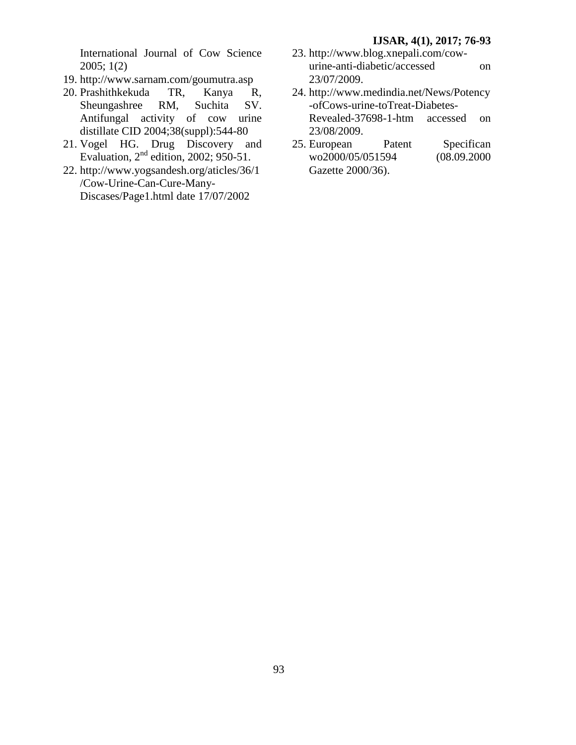International Journal of Cow Science 2005; 1(2)

19. http://www.sarnam.com/goumutra.asp
20. Prashithkekuda TR, Kanya R, Sheungashree RM, Suchita SV. Antifungal activity of cow urine distillate CID 2004;38(suppl):544-80
21. Vogel HG. Drug Discovery and Evaluation, 2nd edition, 2002; 950-51.
22. http://www.yogsandesh.org/aticles/36/1/Cow-Urine-Can-Cure-Many-Discases/Page1.html date 17/07/2002
23. http://www.blog.xnepali.com/cow-urine-anti-diabetic/accessed on 23/07/2009.
24. http://www.medindia.net/News/Potency-ofCows-urine-toTreat-Diabetes-Revealed-37698-1-htm accessed on 23/08/2009.
25. European Patent Specifican wo2000/05/051594 (08.09.2000 Gazette 2000/36).